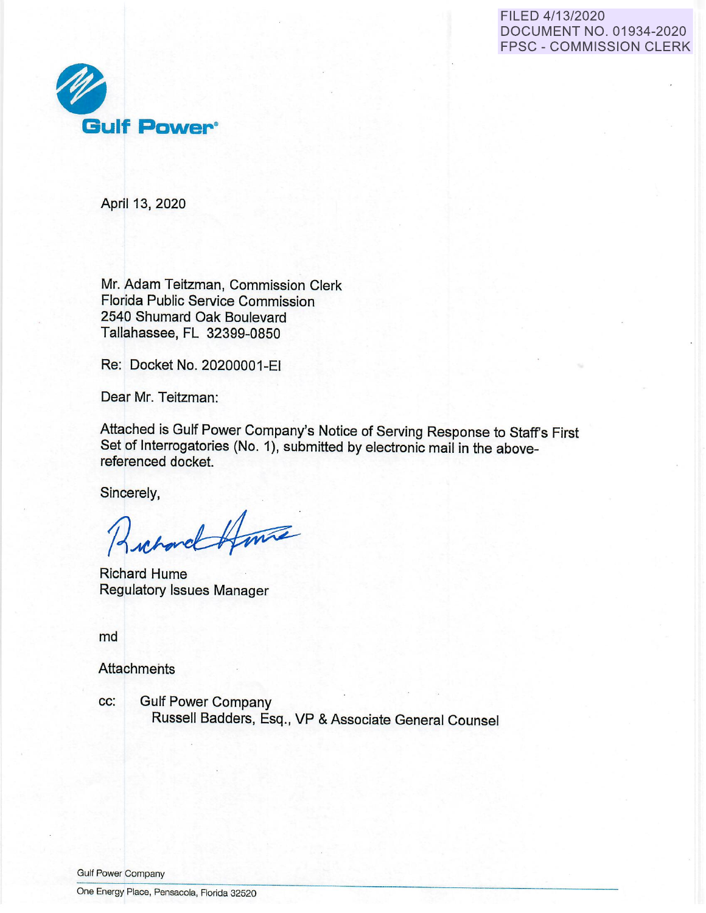FILED 4/13/2020
DOCUMENT NO. 01934-2020
FPSC - COMMISSION CLERK

**Gulf Power**

April 13, 2020

Mr. Adam Teitzman, Commission Clerk
Florida Public Service Commission
2540 Shumard Oak Boulevard
Tallahassee, FL 32399-0850

Re: Docket No. 20200001-EI

Dear Mr. Teitzman:

Attached is Gulf Power Company's Notice of Serving Response to Staff's First Set of Interrogatories (No. 1), submitted by electronic mail in the above-referenced docket.

Sincerely,

Richard Hume
Regulatory Issues Manager

md

Attachments

cc: Gulf Power Company
Russell Badders, Esq., VP & Associate General Counsel

Gulf Power Company
One Energy Place, Pensacola, Florida 32520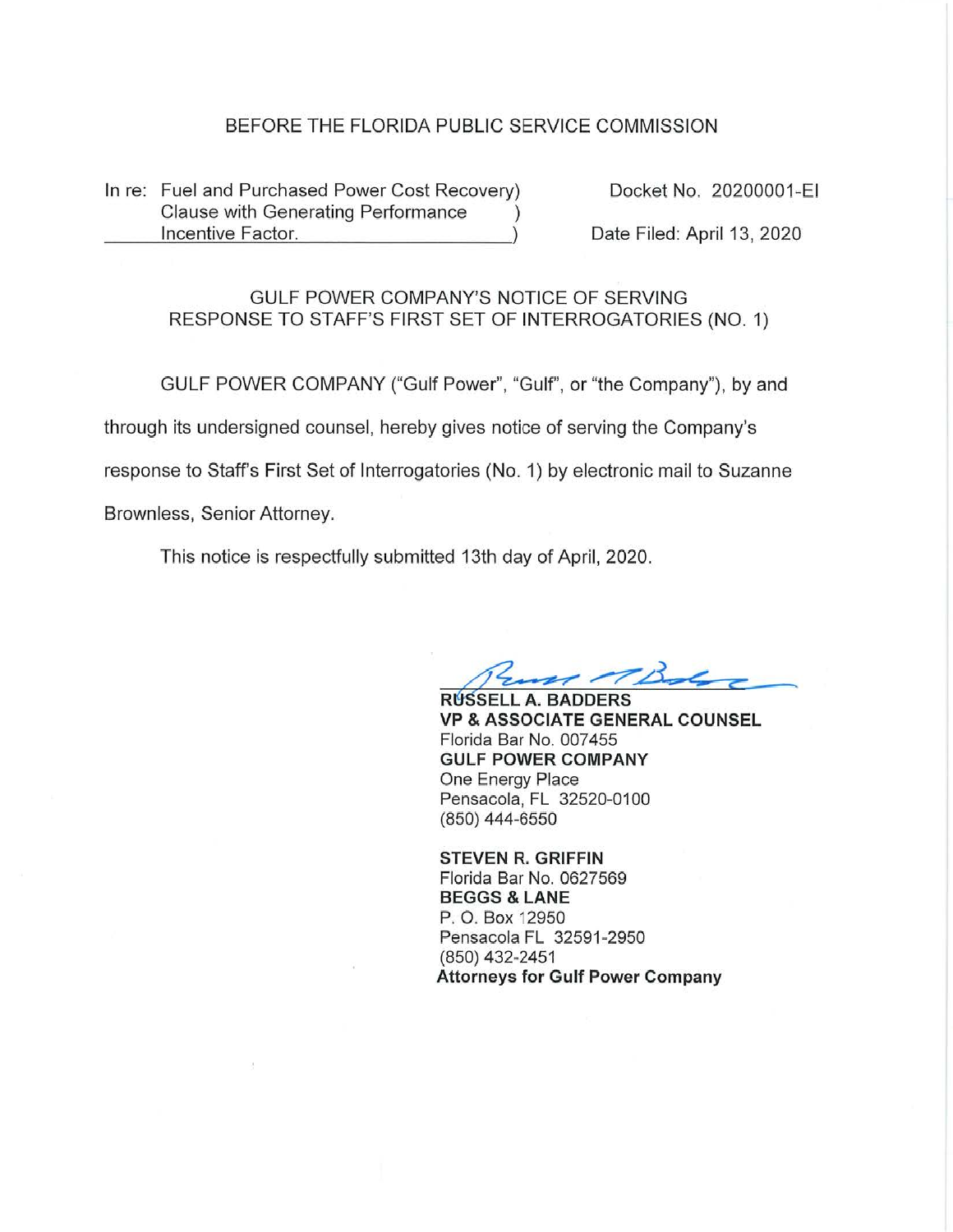BEFORE THE FLORIDA PUBLIC SERVICE COMMISSION

| In re: Fuel and Purchased Power Cost Recovery Clause with Generating Performance Incentive Factor. | Docket No. 20200001-EI |
| --- | --- |
| | Date Filed: April 13, 2020 |

GULF POWER COMPANY'S NOTICE OF SERVING RESPONSE TO STAFF'S FIRST SET OF INTERROGATORIES (NO. 1)

GULF POWER COMPANY ("Gulf Power", "Gulf", or "the Company"), by and through its undersigned counsel, hereby gives notice of serving the Company's response to Staff's First Set of Interrogatories (No. 1) by electronic mail to Suzanne Brownless, Senior Attorney.

This notice is respectfully submitted 13th day of April, 2020.

**RUSSELL A. BADDERS**
**VP & ASSOCIATE GENERAL COUNSEL**
Florida Bar No. 007455
**GULF POWER COMPANY**
One Energy Place
Pensacola, FL 32520-0100
(850) 444-6550

**STEVEN R. GRIFFIN**
Florida Bar No. 0627569
**BEGGS & LANE**
P. O. Box 12950
Pensacola FL 32591-2950
(850) 432-2451
**Attorneys for Gulf Power Company**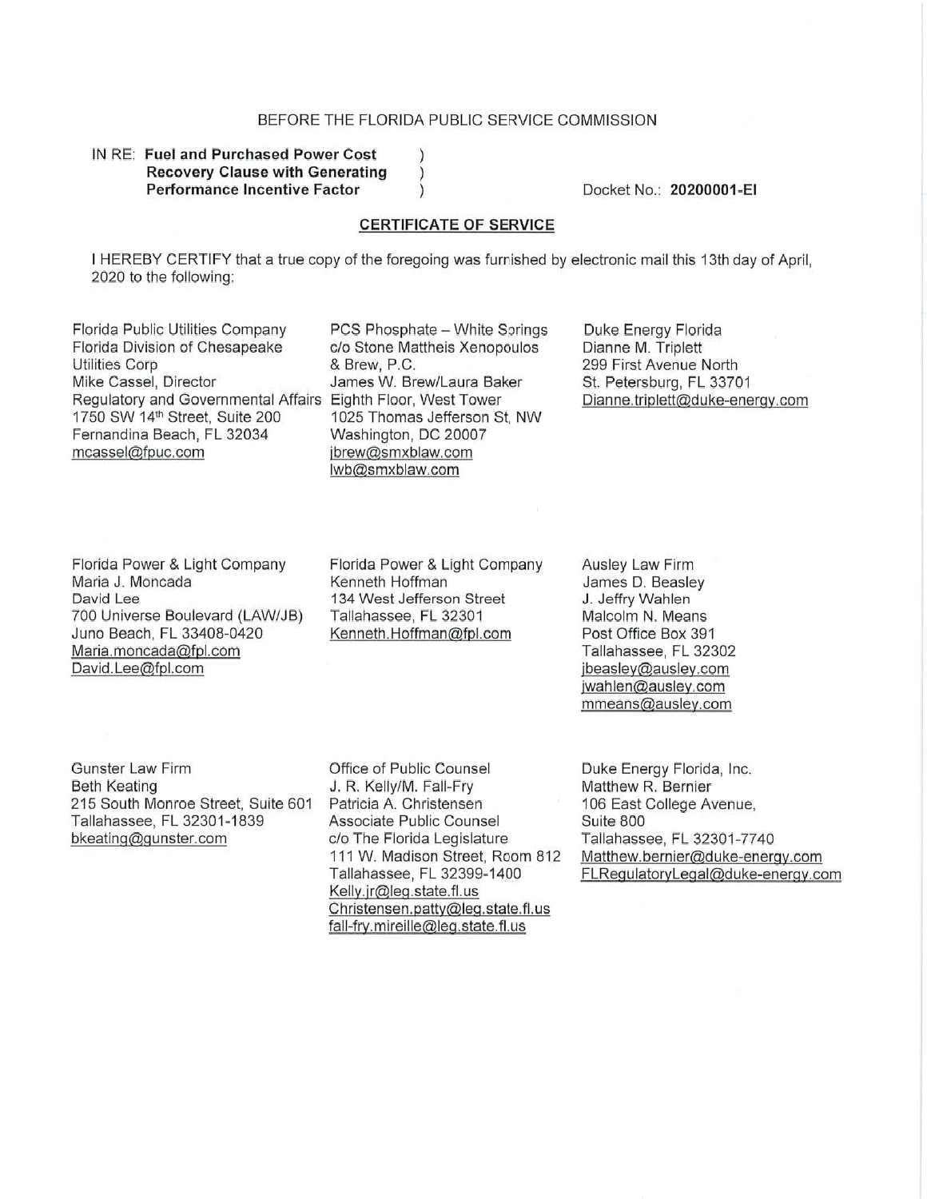BEFORE THE FLORIDA PUBLIC SERVICE COMMISSION

IN RE: **Fuel and Purchased Power Cost Recovery Clause with Generating Performance Incentive Factor**

Docket No.: **20200001-EI**

## CERTIFICATE OF SERVICE

I HEREBY CERTIFY that a true copy of the foregoing was furnished by electronic mail this 13th day of April, 2020 to the following:

Florida Public Utilities Company
Florida Division of Chesapeake Utilities Corp
Mike Cassel, Director
Regulatory and Governmental Affairs
1750 SW 14th Street, Suite 200
Fernandina Beach, FL 32034
mcassel@fpuc.com

PCS Phosphate – White Springs
c/o Stone Mattheis Xenopoulos & Brew, P.C.
James W. Brew/Laura Baker
Eighth Floor, West Tower
1025 Thomas Jefferson St, NW
Washington, DC 20007
jbrew@smxblaw.com
lwb@smxblaw.com

Duke Energy Florida
Dianne M. Triplett
299 First Avenue North
St. Petersburg, FL 33701
Dianne.triplett@duke-energy.com

Florida Power & Light Company
Maria J. Moncada
David Lee
700 Universe Boulevard (LAW/JB)
Juno Beach, FL 33408-0420
Maria.moncada@fpl.com
David.Lee@fpl.com

Florida Power & Light Company
Kenneth Hoffman
134 West Jefferson Street
Tallahassee, FL 32301
Kenneth.Hoffman@fpl.com

Ausley Law Firm
James D. Beasley
J. Jeffry Wahlen
Malcolm N. Means
Post Office Box 391
Tallahassee, FL 32302
jbeasley@ausley.com
jwahlen@ausley.com
mmeans@ausley.com

Gunster Law Firm
Beth Keating
215 South Monroe Street, Suite 601
Tallahassee, FL 32301-1839
bkeating@gunster.com

Office of Public Counsel
J. R. Kelly/M. Fall-Fry
Patricia A. Christensen
Associate Public Counsel
c/o The Florida Legislature
111 W. Madison Street, Room 812
Tallahassee, FL 32399-1400
Kelly.jr@leg.state.fl.us
Christensen.patty@leg.state.fl.us
fall-fry.mireille@leg.state.fl.us

Duke Energy Florida, Inc.
Matthew R. Bernier
106 East College Avenue, Suite 800
Tallahassee, FL 32301-7740
Matthew.bernier@duke-energy.com
FLRegulatoryLegal@duke-energy.com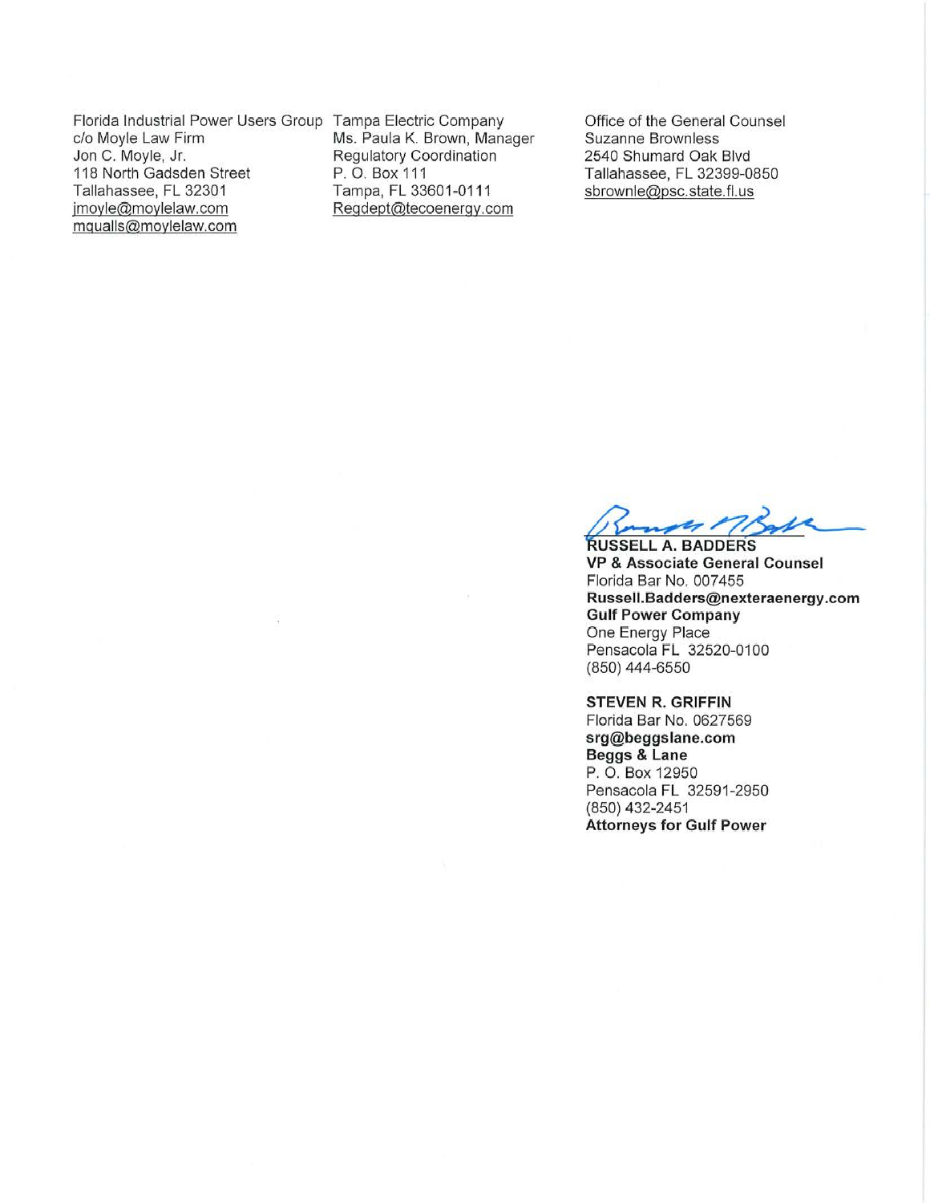Florida Industrial Power Users Group
c/o Moyle Law Firm
Jon C. Moyle, Jr.
118 North Gadsden Street
Tallahassee, FL 32301
jmoyle@moylelaw.com
mqualls@moylelaw.com

Tampa Electric Company
Ms. Paula K. Brown, Manager
Regulatory Coordination
P. O. Box 111
Tampa, FL 33601-0111
Regdept@tecoenergy.com

Office of the General Counsel
Suzanne Brownless
2540 Shumard Oak Blvd
Tallahassee, FL 32399-0850
sbrownle@psc.state.fl.us

**RUSSELL A. BADDERS**
**VP & Associate General Counsel**
Florida Bar No. 007455
**Russell.Badders@nexteraenergy.com**
**Gulf Power Company**
One Energy Place
Pensacola FL 32520-0100
(850) 444-6550

**STEVEN R. GRIFFIN**
Florida Bar No. 0627569
**srg@beggslane.com**
**Beggs & Lane**
P. O. Box 12950
Pensacola FL 32591-2950
(850) 432-2451
**Attorneys for Gulf Power**